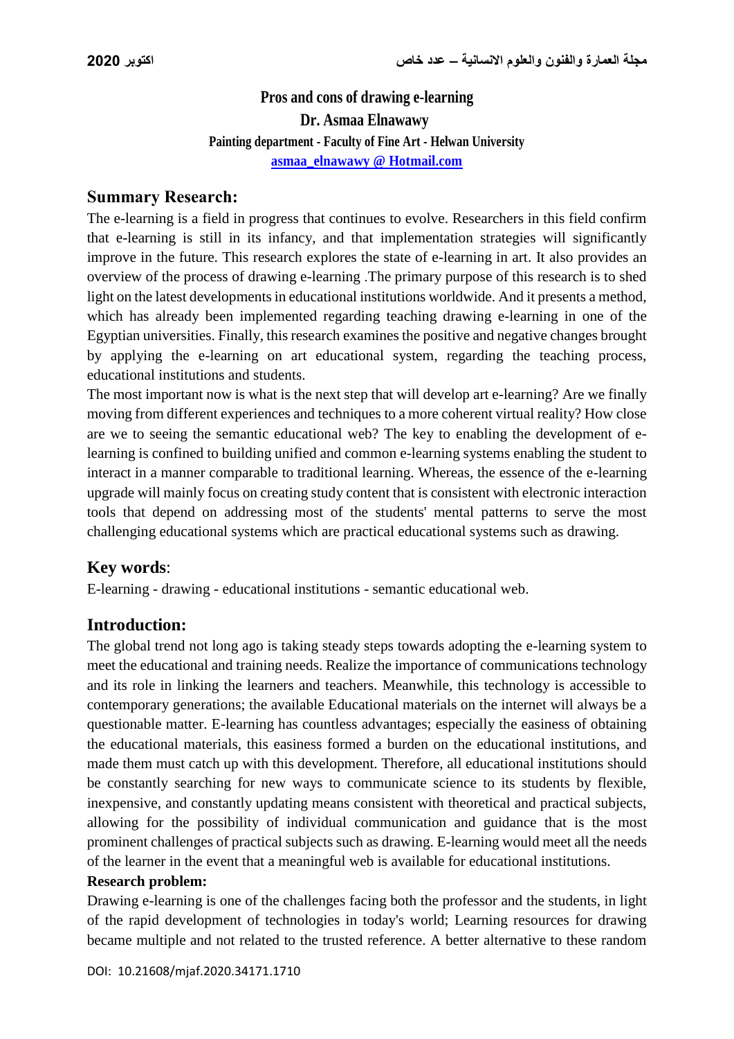# Pros and cons of drawing e-learning

**Dr. Asmaa Elnawawy**

**Painting department - Faculty of Fine Art - Helwan University**

**asmaa_elnawawy @ Hotmail.com**

## Summary Research:

The e-learning is a field in progress that continues to evolve. Researchers in this field confirm that e-learning is still in its infancy, and that implementation strategies will significantly improve in the future. This research explores the state of e-learning in art. It also provides an overview of the process of drawing e-learning .The primary purpose of this research is to shed light on the latest developments in educational institutions worldwide. And it presents a method, which has already been implemented regarding teaching drawing e-learning in one of the Egyptian universities. Finally, this research examines the positive and negative changes brought by applying the e-learning on art educational system, regarding the teaching process, educational institutions and students.

The most important now is what is the next step that will develop art e-learning? Are we finally moving from different experiences and techniques to a more coherent virtual reality? How close are we to seeing the semantic educational web? The key to enabling the development of e-learning is confined to building unified and common e-learning systems enabling the student to interact in a manner comparable to traditional learning. Whereas, the essence of the e-learning upgrade will mainly focus on creating study content that is consistent with electronic interaction tools that depend on addressing most of the students' mental patterns to serve the most challenging educational systems which are practical educational systems such as drawing.

## Key words:

E-learning - drawing - educational institutions - semantic educational web.

## Introduction:

The global trend not long ago is taking steady steps towards adopting the e-learning system to meet the educational and training needs. Realize the importance of communications technology and its role in linking the learners and teachers. Meanwhile, this technology is accessible to contemporary generations; the available Educational materials on the internet will always be a questionable matter. E-learning has countless advantages; especially the easiness of obtaining the educational materials, this easiness formed a burden on the educational institutions, and made them must catch up with this development. Therefore, all educational institutions should be constantly searching for new ways to communicate science to its students by flexible, inexpensive, and constantly updating means consistent with theoretical and practical subjects, allowing for the possibility of individual communication and guidance that is the most prominent challenges of practical subjects such as drawing. E-learning would meet all the needs of the learner in the event that a meaningful web is available for educational institutions.

**Research problem:**

Drawing e-learning is one of the challenges facing both the professor and the students, in light of the rapid development of technologies in today's world; Learning resources for drawing became multiple and not related to the trusted reference. A better alternative to these random

DOI: 10.21608/mjaf.2020.34171.1710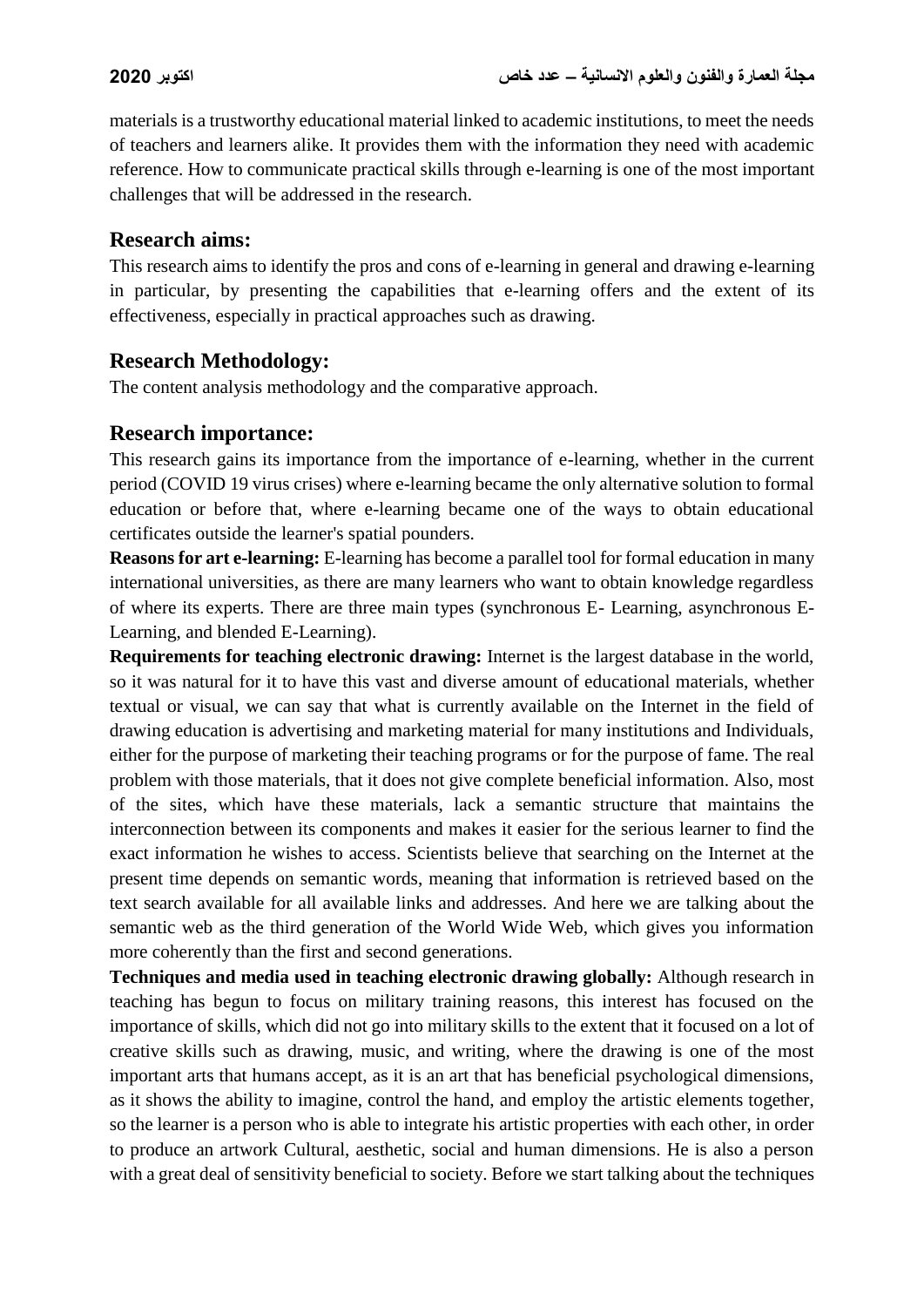materials is a trustworthy educational material linked to academic institutions, to meet the needs of teachers and learners alike. It provides them with the information they need with academic reference. How to communicate practical skills through e-learning is one of the most important challenges that will be addressed in the research.

## Research aims:

This research aims to identify the pros and cons of e-learning in general and drawing e-learning in particular, by presenting the capabilities that e-learning offers and the extent of its effectiveness, especially in practical approaches such as drawing.

## Research Methodology:

The content analysis methodology and the comparative approach.

## Research importance:

This research gains its importance from the importance of e-learning, whether in the current period (COVID 19 virus crises) where e-learning became the only alternative solution to formal education or before that, where e-learning became one of the ways to obtain educational certificates outside the learner's spatial pounders.

**Reasons for art e-learning:** E-learning has become a parallel tool for formal education in many international universities, as there are many learners who want to obtain knowledge regardless of where its experts. There are three main types (synchronous E- Learning, asynchronous E-Learning, and blended E-Learning).

**Requirements for teaching electronic drawing:** Internet is the largest database in the world, so it was natural for it to have this vast and diverse amount of educational materials, whether textual or visual, we can say that what is currently available on the Internet in the field of drawing education is advertising and marketing material for many institutions and Individuals, either for the purpose of marketing their teaching programs or for the purpose of fame. The real problem with those materials, that it does not give complete beneficial information. Also, most of the sites, which have these materials, lack a semantic structure that maintains the interconnection between its components and makes it easier for the serious learner to find the exact information he wishes to access. Scientists believe that searching on the Internet at the present time depends on semantic words, meaning that information is retrieved based on the text search available for all available links and addresses. And here we are talking about the semantic web as the third generation of the World Wide Web, which gives you information more coherently than the first and second generations.

**Techniques and media used in teaching electronic drawing globally:** Although research in teaching has begun to focus on military training reasons, this interest has focused on the importance of skills, which did not go into military skills to the extent that it focused on a lot of creative skills such as drawing, music, and writing, where the drawing is one of the most important arts that humans accept, as it is an art that has beneficial psychological dimensions, as it shows the ability to imagine, control the hand, and employ the artistic elements together, so the learner is a person who is able to integrate his artistic properties with each other, in order to produce an artwork Cultural, aesthetic, social and human dimensions. He is also a person with a great deal of sensitivity beneficial to society. Before we start talking about the techniques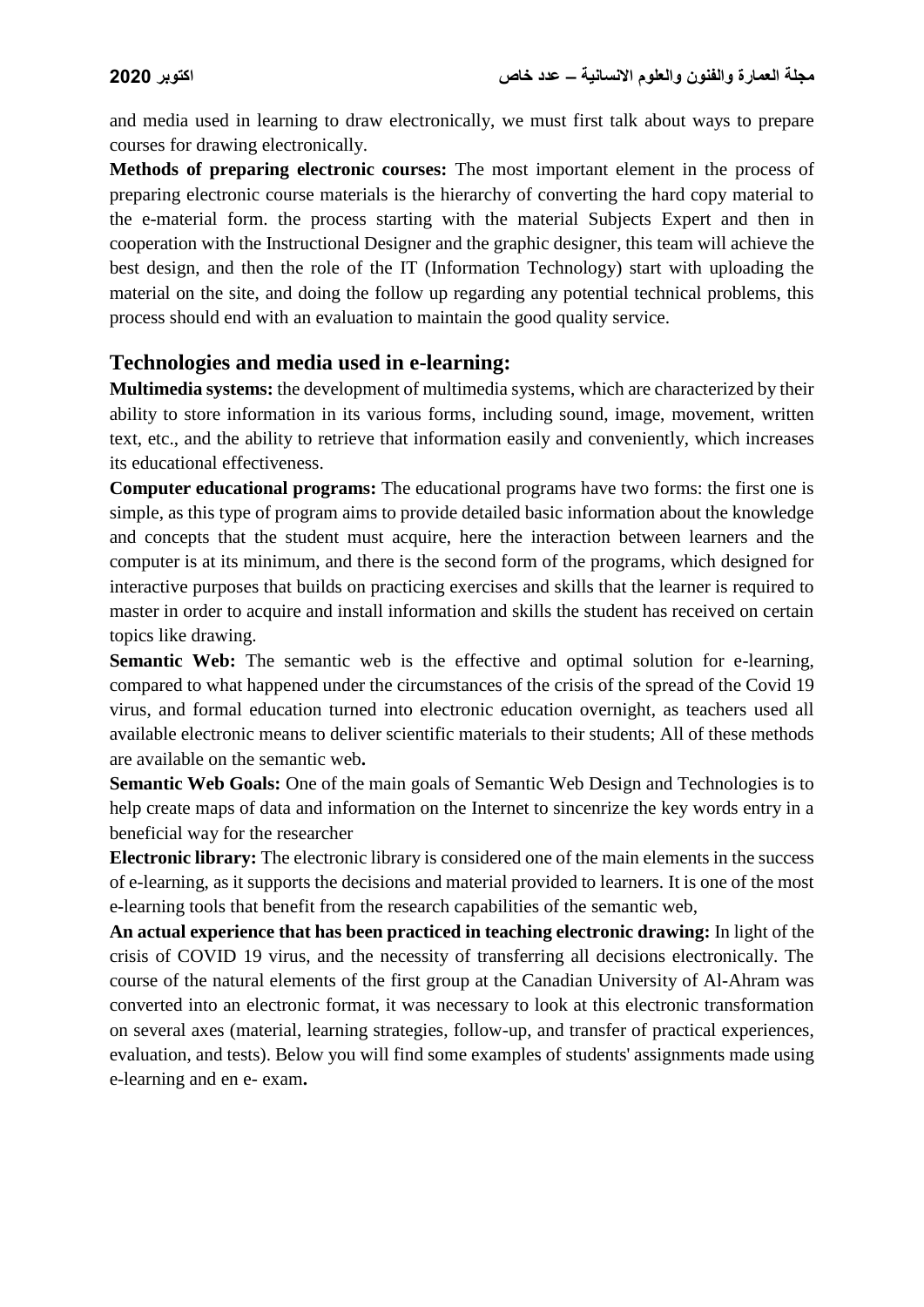and media used in learning to draw electronically, we must first talk about ways to prepare courses for drawing electronically.

**Methods of preparing electronic courses:** The most important element in the process of preparing electronic course materials is the hierarchy of converting the hard copy material to the e-material form. the process starting with the material Subjects Expert and then in cooperation with the Instructional Designer and the graphic designer, this team will achieve the best design, and then the role of the IT (Information Technology) start with uploading the material on the site, and doing the follow up regarding any potential technical problems, this process should end with an evaluation to maintain the good quality service.

## Technologies and media used in e-learning:

**Multimedia systems:** the development of multimedia systems, which are characterized by their ability to store information in its various forms, including sound, image, movement, written text, etc., and the ability to retrieve that information easily and conveniently, which increases its educational effectiveness.

**Computer educational programs:** The educational programs have two forms: the first one is simple, as this type of program aims to provide detailed basic information about the knowledge and concepts that the student must acquire, here the interaction between learners and the computer is at its minimum, and there is the second form of the programs, which designed for interactive purposes that builds on practicing exercises and skills that the learner is required to master in order to acquire and install information and skills the student has received on certain topics like drawing.

**Semantic Web:** The semantic web is the effective and optimal solution for e-learning, compared to what happened under the circumstances of the crisis of the spread of the Covid 19 virus, and formal education turned into electronic education overnight, as teachers used all available electronic means to deliver scientific materials to their students; All of these methods are available on the semantic web**.**

**Semantic Web Goals:** One of the main goals of Semantic Web Design and Technologies is to help create maps of data and information on the Internet to sincenrize the key words entry in a beneficial way for the researcher

**Electronic library:** The electronic library is considered one of the main elements in the success of e-learning, as it supports the decisions and material provided to learners. It is one of the most e-learning tools that benefit from the research capabilities of the semantic web,

**An actual experience that has been practiced in teaching electronic drawing:** In light of the crisis of COVID 19 virus, and the necessity of transferring all decisions electronically. The course of the natural elements of the first group at the Canadian University of Al-Ahram was converted into an electronic format, it was necessary to look at this electronic transformation on several axes (material, learning strategies, follow-up, and transfer of practical experiences, evaluation, and tests). Below you will find some examples of students' assignments made using e-learning and en e- exam**.**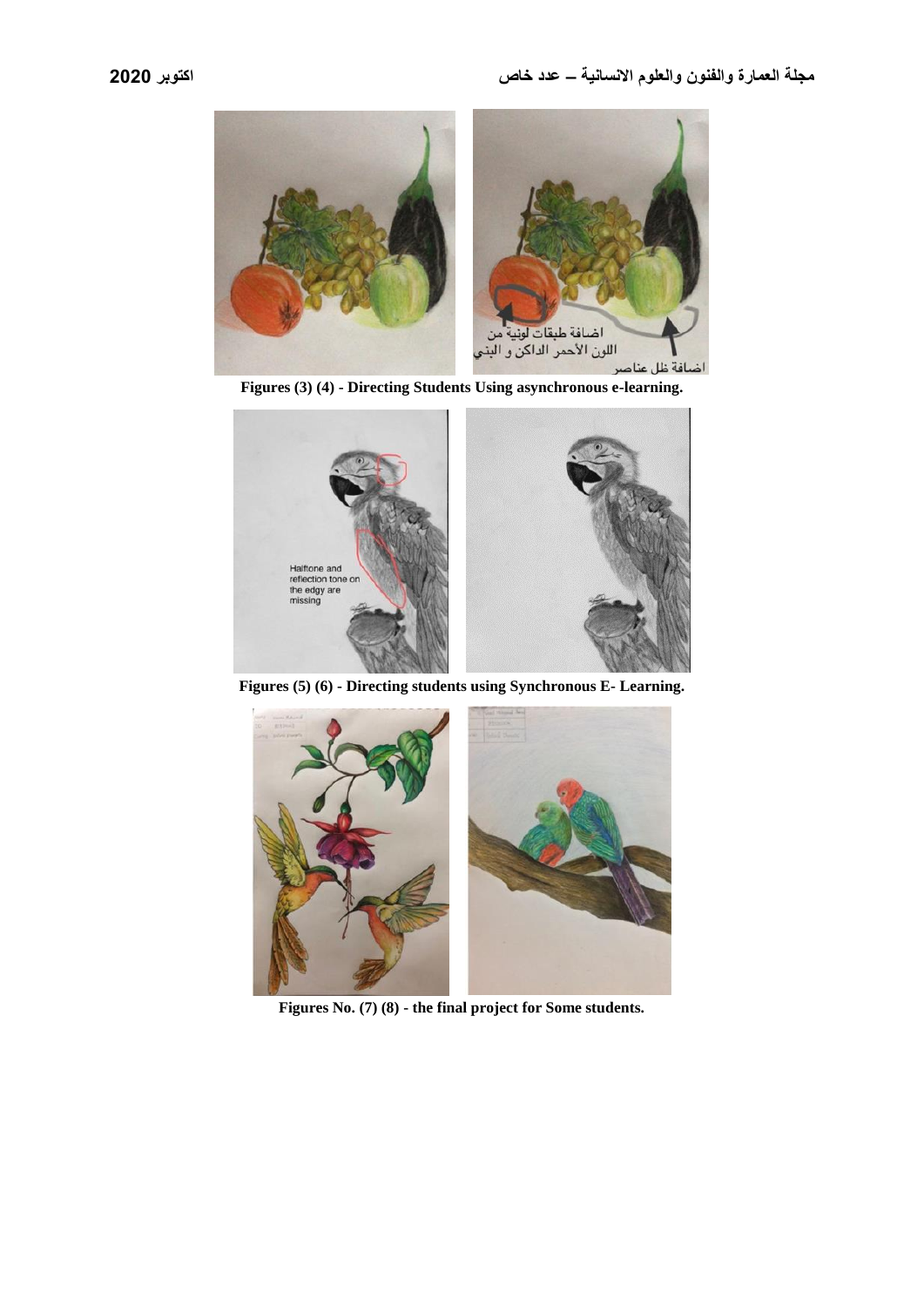Figures (3) (4) - Directing Students Using asynchronous e-learning.

Figures (5) (6) - Directing students using Synchronous E- Learning.

Figures No. (7) (8) - the final project for Some students.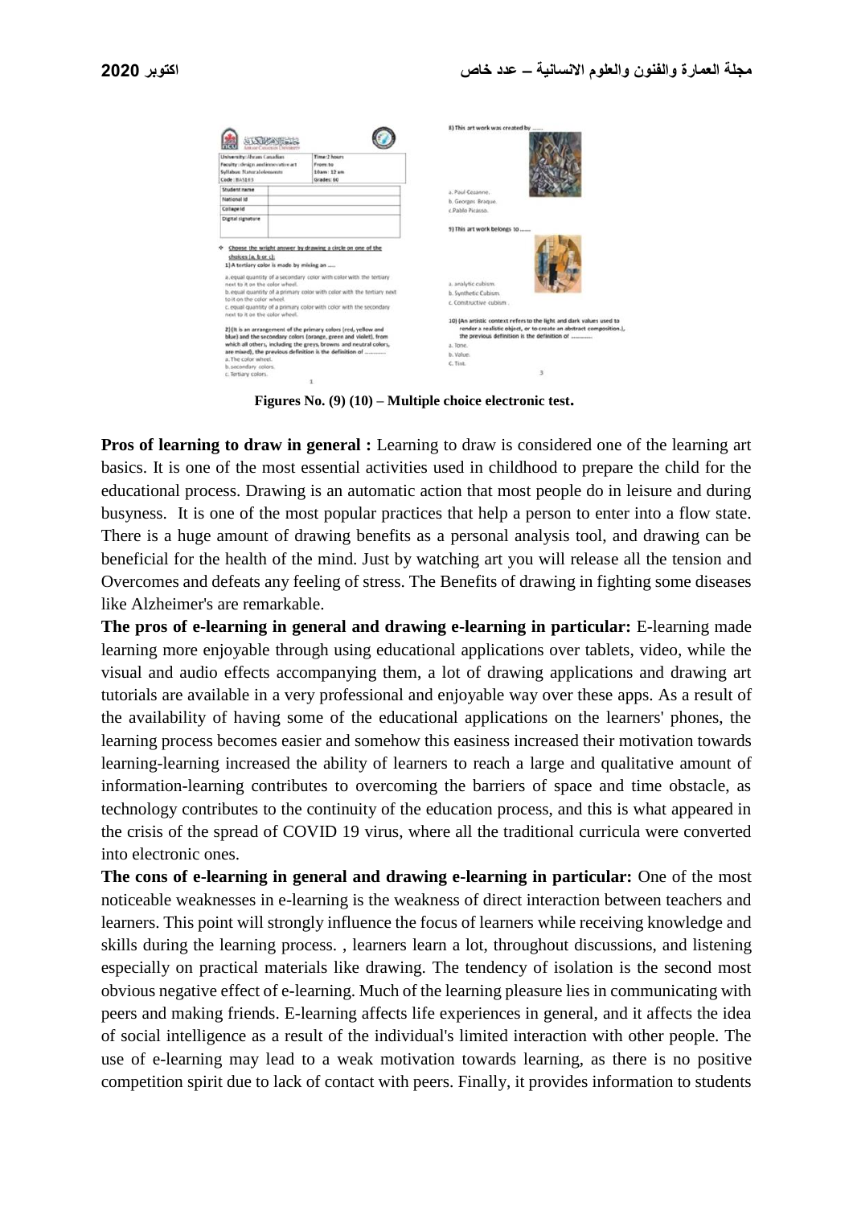Figures No. (9) (10) – Multiple choice electronic test.

**Pros of learning to draw in general :** Learning to draw is considered one of the learning art basics. It is one of the most essential activities used in childhood to prepare the child for the educational process. Drawing is an automatic action that most people do in leisure and during busyness. It is one of the most popular practices that help a person to enter into a flow state. There is a huge amount of drawing benefits as a personal analysis tool, and drawing can be beneficial for the health of the mind. Just by watching art you will release all the tension and Overcomes and defeats any feeling of stress. The Benefits of drawing in fighting some diseases like Alzheimer's are remarkable.

**The pros of e-learning in general and drawing e-learning in particular:** E-learning made learning more enjoyable through using educational applications over tablets, video, while the visual and audio effects accompanying them, a lot of drawing applications and drawing art tutorials are available in a very professional and enjoyable way over these apps. As a result of the availability of having some of the educational applications on the learners' phones, the learning process becomes easier and somehow this easiness increased their motivation towards learning-learning increased the ability of learners to reach a large and qualitative amount of information-learning contributes to overcoming the barriers of space and time obstacle, as technology contributes to the continuity of the education process, and this is what appeared in the crisis of the spread of COVID 19 virus, where all the traditional curricula were converted into electronic ones.

**The cons of e-learning in general and drawing e-learning in particular:** One of the most noticeable weaknesses in e-learning is the weakness of direct interaction between teachers and learners. This point will strongly influence the focus of learners while receiving knowledge and skills during the learning process. , learners learn a lot, throughout discussions, and listening especially on practical materials like drawing. The tendency of isolation is the second most obvious negative effect of e-learning. Much of the learning pleasure lies in communicating with peers and making friends. E-learning affects life experiences in general, and it affects the idea of social intelligence as a result of the individual's limited interaction with other people. The use of e-learning may lead to a weak motivation towards learning, as there is no positive competition spirit due to lack of contact with peers. Finally, it provides information to students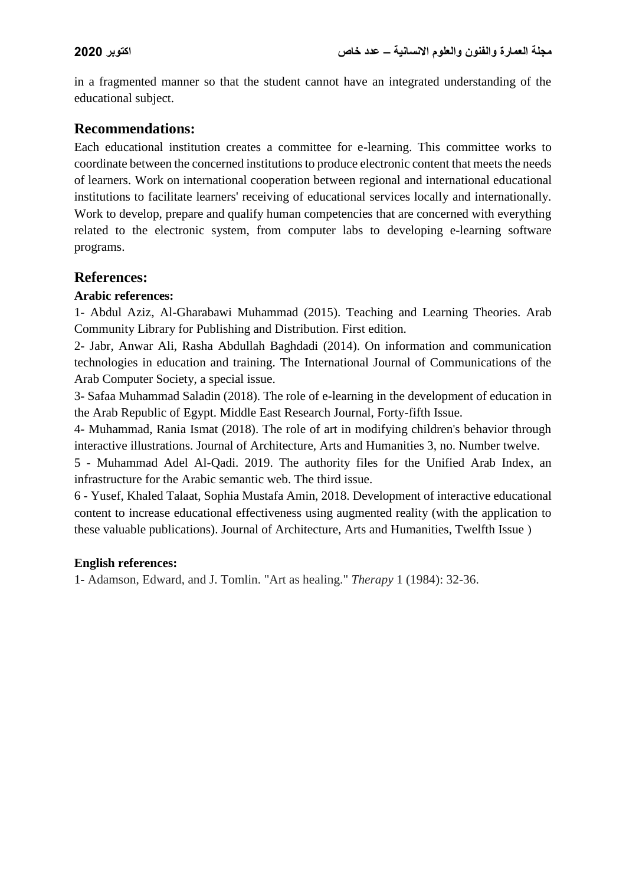in a fragmented manner so that the student cannot have an integrated understanding of the educational subject.

## Recommendations:

Each educational institution creates a committee for e-learning. This committee works to coordinate between the concerned institutions to produce electronic content that meets the needs of learners. Work on international cooperation between regional and international educational institutions to facilitate learners' receiving of educational services locally and internationally. Work to develop, prepare and qualify human competencies that are concerned with everything related to the electronic system, from computer labs to developing e-learning software programs.

## References:

### Arabic references:

1- Abdul Aziz, Al-Gharabawi Muhammad (2015). Teaching and Learning Theories. Arab Community Library for Publishing and Distribution. First edition.

2- Jabr, Anwar Ali, Rasha Abdullah Baghdadi (2014). On information and communication technologies in education and training. The International Journal of Communications of the Arab Computer Society, a special issue.

3- Safaa Muhammad Saladin (2018). The role of e-learning in the development of education in the Arab Republic of Egypt. Middle East Research Journal, Forty-fifth Issue.

4- Muhammad, Rania Ismat (2018). The role of art in modifying children's behavior through interactive illustrations. Journal of Architecture, Arts and Humanities 3, no. Number twelve.

5 - Muhammad Adel Al-Qadi. 2019. The authority files for the Unified Arab Index, an infrastructure for the Arabic semantic web. The third issue.

6 - Yusef, Khaled Talaat, Sophia Mustafa Amin, 2018. Development of interactive educational content to increase educational effectiveness using augmented reality (with the application to these valuable publications). Journal of Architecture, Arts and Humanities, Twelfth Issue )

### English references:

1- Adamson, Edward, and J. Tomlin. "Art as healing." *Therapy* 1 (1984): 32-36.